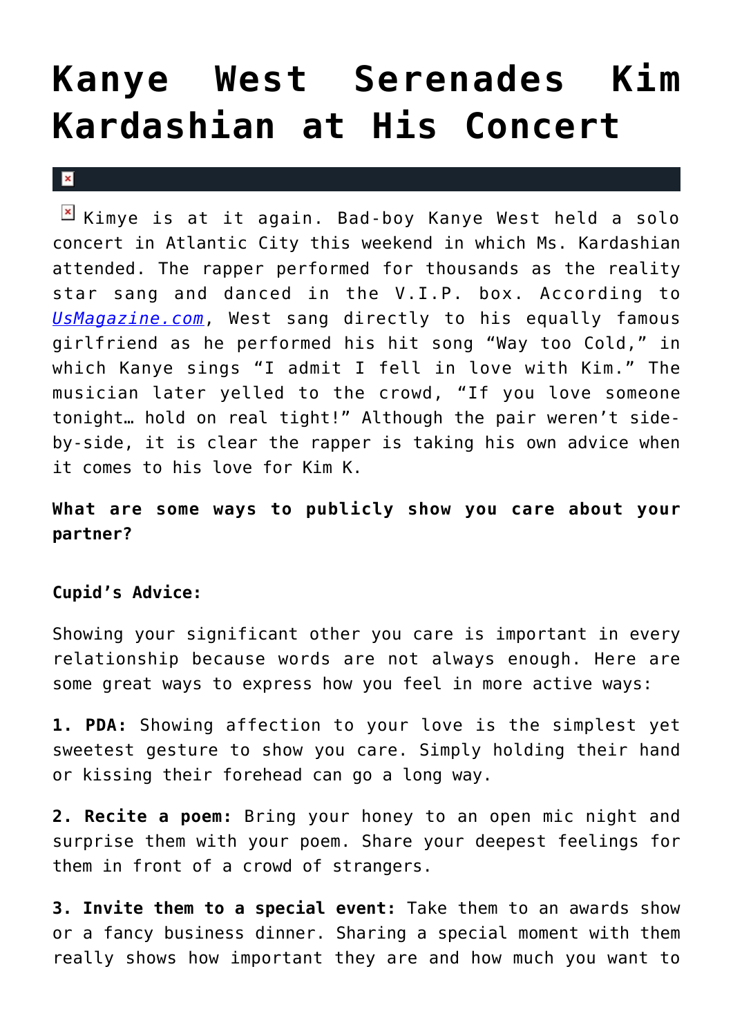# Kanye West Serenades Kim Kardashian at His Concert

Kimye is at it again. Bad-boy Kanye West held a solo concert in Atlantic City this weekend in which Ms. Kardashian attended. The rapper performed for thousands as the reality star sang and danced in the V.I.P. box. According to *UsMagazine.com*, West sang directly to his equally famous girlfriend as he performed his hit song "Way too Cold," in which Kanye sings "I admit I fell in love with Kim." The musician later yelled to the crowd, "If you love someone tonight… hold on real tight!" Although the pair weren't side-by-side, it is clear the rapper is taking his own advice when it comes to his love for Kim K.

**What are some ways to publicly show you care about your partner?**

**Cupid's Advice:**

Showing your significant other you care is important in every relationship because words are not always enough. Here are some great ways to express how you feel in more active ways:

**1. PDA:** Showing affection to your love is the simplest yet sweetest gesture to show you care. Simply holding their hand or kissing their forehead can go a long way.

**2. Recite a poem:** Bring your honey to an open mic night and surprise them with your poem. Share your deepest feelings for them in front of a crowd of strangers.

**3. Invite them to a special event:** Take them to an awards show or a fancy business dinner. Sharing a special moment with them really shows how important they are and how much you want to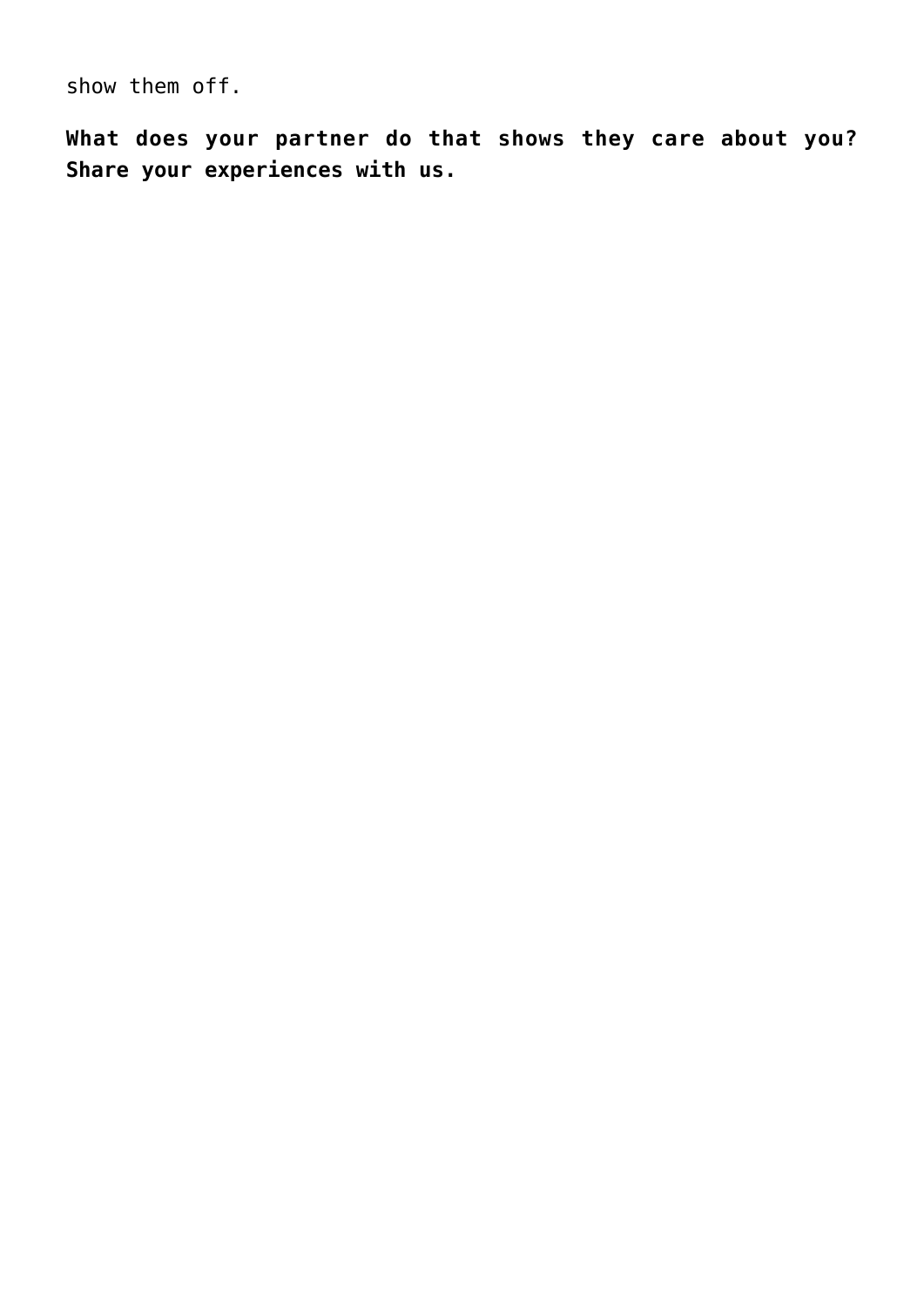show them off.

**What does your partner do that shows they care about you? Share your experiences with us.**